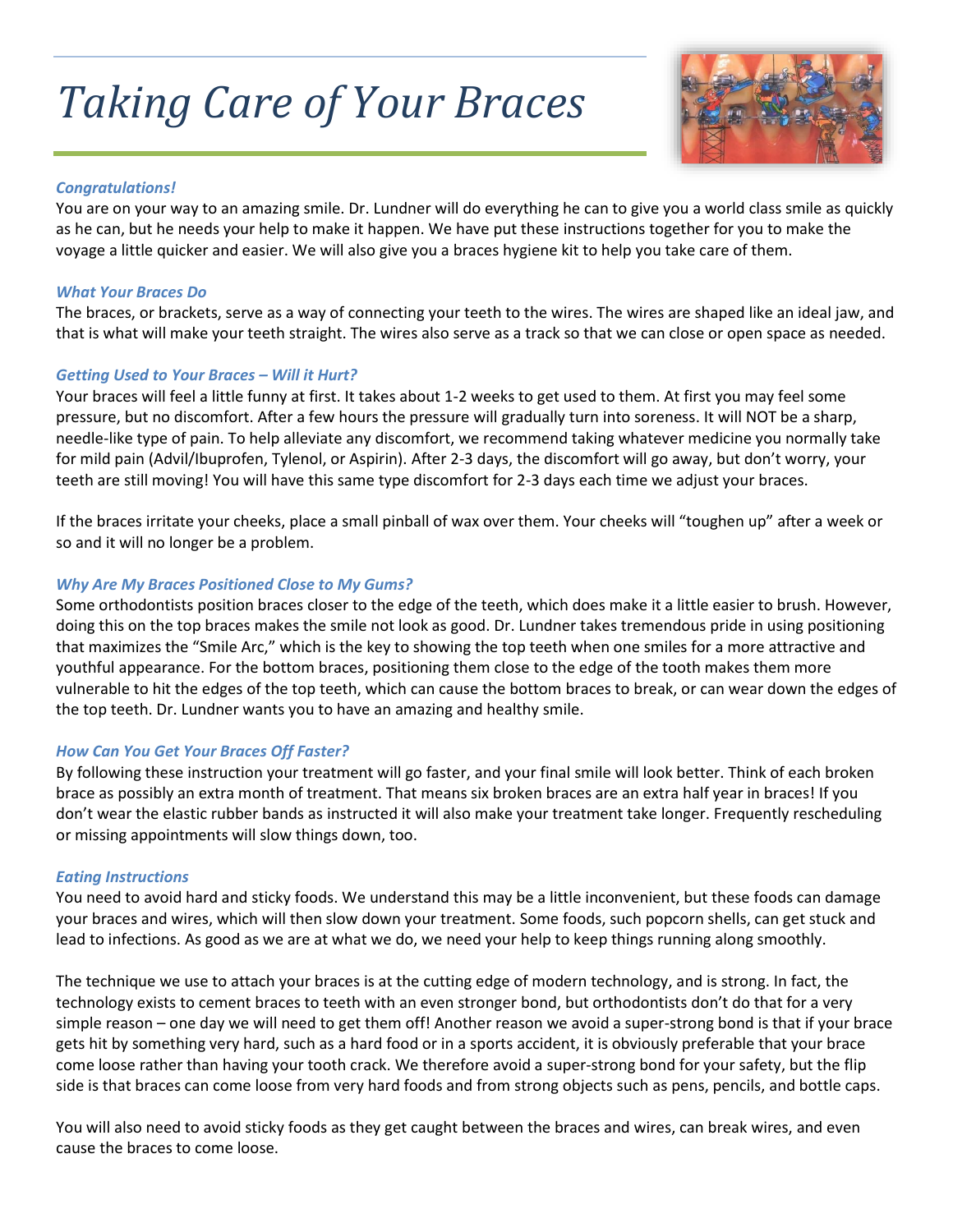# *Taking Care of Your Braces*

### *Congratulations!*

You are on your way to an amazing smile. Dr. Lundner will do everything he can to give you a world class smile as quickly as he can, but he needs your help to make it happen. We have put these instructions together for you to make the voyage a little quicker and easier. We will also give you a braces hygiene kit to help you take care of them.

### *What Your Braces Do*

The braces, or brackets, serve as a way of connecting your teeth to the wires. The wires are shaped like an ideal jaw, and that is what will make your teeth straight. The wires also serve as a track so that we can close or open space as needed.

### *Getting Used to Your Braces – Will it Hurt?*

Your braces will feel a little funny at first. It takes about 1-2 weeks to get used to them. At first you may feel some pressure, but no discomfort. After a few hours the pressure will gradually turn into soreness. It will NOT be a sharp, needle-like type of pain. To help alleviate any discomfort, we recommend taking whatever medicine you normally take for mild pain (Advil/Ibuprofen, Tylenol, or Aspirin). After 2-3 days, the discomfort will go away, but don't worry, your teeth are still moving! You will have this same type discomfort for 2-3 days each time we adjust your braces.

If the braces irritate your cheeks, place a small pinball of wax over them. Your cheeks will "toughen up" after a week or so and it will no longer be a problem.

### *Why Are My Braces Positioned Close to My Gums?*

Some orthodontists position braces closer to the edge of the teeth, which does make it a little easier to brush. However, doing this on the top braces makes the smile not look as good. Dr. Lundner takes tremendous pride in using positioning that maximizes the "Smile Arc," which is the key to showing the top teeth when one smiles for a more attractive and youthful appearance. For the bottom braces, positioning them close to the edge of the tooth makes them more vulnerable to hit the edges of the top teeth, which can cause the bottom braces to break, or can wear down the edges of the top teeth. Dr. Lundner wants you to have an amazing and healthy smile.

### *How Can You Get Your Braces Off Faster?*

By following these instruction your treatment will go faster, and your final smile will look better. Think of each broken brace as possibly an extra month of treatment. That means six broken braces are an extra half year in braces! If you don't wear the elastic rubber bands as instructed it will also make your treatment take longer. Frequently rescheduling or missing appointments will slow things down, too.

### *Eating Instructions*

You need to avoid hard and sticky foods. We understand this may be a little inconvenient, but these foods can damage your braces and wires, which will then slow down your treatment. Some foods, such popcorn shells, can get stuck and lead to infections. As good as we are at what we do, we need your help to keep things running along smoothly.

The technique we use to attach your braces is at the cutting edge of modern technology, and is strong. In fact, the technology exists to cement braces to teeth with an even stronger bond, but orthodontists don't do that for a very simple reason – one day we will need to get them off! Another reason we avoid a super-strong bond is that if your brace gets hit by something very hard, such as a hard food or in a sports accident, it is obviously preferable that your brace come loose rather than having your tooth crack. We therefore avoid a super-strong bond for your safety, but the flip side is that braces can come loose from very hard foods and from strong objects such as pens, pencils, and bottle caps.

You will also need to avoid sticky foods as they get caught between the braces and wires, can break wires, and even cause the braces to come loose.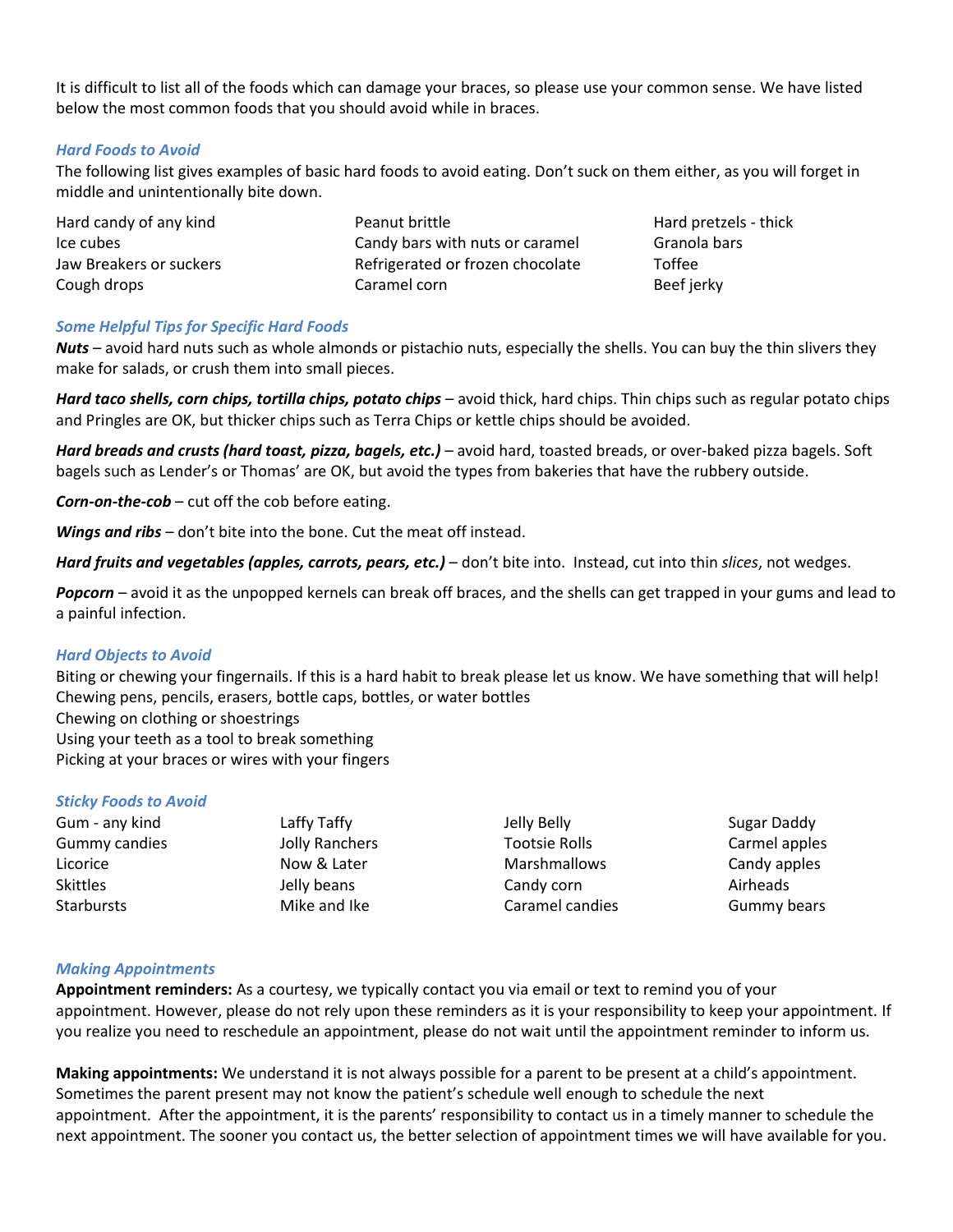It is difficult to list all of the foods which can damage your braces, so please use your common sense. We have listed below the most common foods that you should avoid while in braces.

### *Hard Foods to Avoid*

The following list gives examples of basic hard foods to avoid eating. Don't suck on them either, as you will forget in middle and unintentionally bite down.

| | | |
|---|---|---|
| Hard candy of any kind | Peanut brittle | Hard pretzels - thick |
| Ice cubes | Candy bars with nuts or caramel | Granola bars |
| Jaw Breakers or suckers | Refrigerated or frozen chocolate | Toffee |
| Cough drops | Caramel corn | Beef jerky |

### *Some Helpful Tips for Specific Hard Foods*

***Nuts*** – avoid hard nuts such as whole almonds or pistachio nuts, especially the shells. You can buy the thin slivers they make for salads, or crush them into small pieces.

***Hard taco shells, corn chips, tortilla chips, potato chips*** – avoid thick, hard chips. Thin chips such as regular potato chips and Pringles are OK, but thicker chips such as Terra Chips or kettle chips should be avoided.

***Hard breads and crusts (hard toast, pizza, bagels, etc.)*** – avoid hard, toasted breads, or over-baked pizza bagels. Soft bagels such as Lender's or Thomas' are OK, but avoid the types from bakeries that have the rubbery outside.

***Corn-on-the-cob*** – cut off the cob before eating.

***Wings and ribs*** – don't bite into the bone. Cut the meat off instead.

***Hard fruits and vegetables (apples, carrots, pears, etc.)*** – don't bite into. Instead, cut into thin *slices*, not wedges.

***Popcorn*** – avoid it as the unpopped kernels can break off braces, and the shells can get trapped in your gums and lead to a painful infection.

### *Hard Objects to Avoid*

Biting or chewing your fingernails. If this is a hard habit to break please let us know. We have something that will help!
Chewing pens, pencils, erasers, bottle caps, bottles, or water bottles
Chewing on clothing or shoestrings
Using your teeth as a tool to break something
Picking at your braces or wires with your fingers

### *Sticky Foods to Avoid*

| | | | |
|---|---|---|---|
| Gum - any kind | Laffy Taffy | Jelly Belly | Sugar Daddy |
| Gummy candies | Jolly Ranchers | Tootsie Rolls | Carmel apples |
| Licorice | Now & Later | Marshmallows | Candy apples |
| Skittles | Jelly beans | Candy corn | Airheads |
| Starbursts | Mike and Ike | Caramel candies | Gummy bears |

### *Making Appointments*

**Appointment reminders:** As a courtesy, we typically contact you via email or text to remind you of your appointment. However, please do not rely upon these reminders as it is your responsibility to keep your appointment. If you realize you need to reschedule an appointment, please do not wait until the appointment reminder to inform us.

**Making appointments:** We understand it is not always possible for a parent to be present at a child's appointment. Sometimes the parent present may not know the patient's schedule well enough to schedule the next appointment. After the appointment, it is the parents' responsibility to contact us in a timely manner to schedule the next appointment. The sooner you contact us, the better selection of appointment times we will have available for you.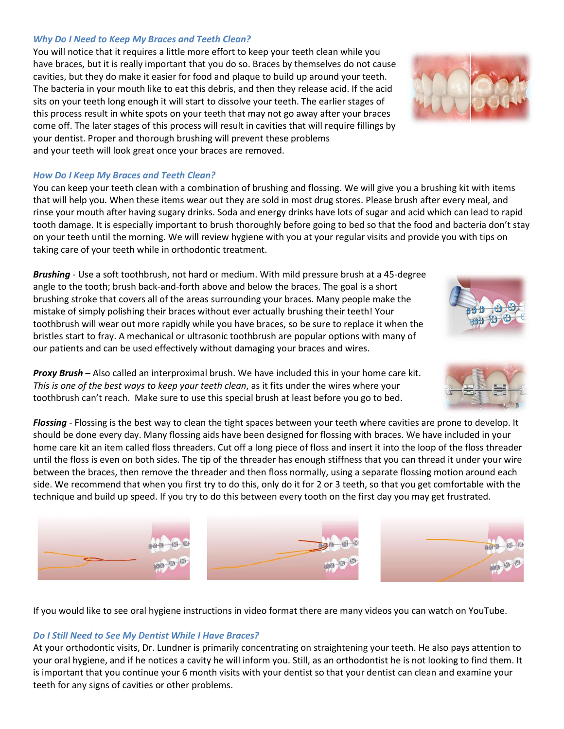### *Why Do I Need to Keep My Braces and Teeth Clean?*

You will notice that it requires a little more effort to keep your teeth clean while you have braces, but it is really important that you do so. Braces by themselves do not cause cavities, but they do make it easier for food and plaque to build up around your teeth. The bacteria in your mouth like to eat this debris, and then they release acid. If the acid sits on your teeth long enough it will start to dissolve your teeth. The earlier stages of this process result in white spots on your teeth that may not go away after your braces come off. The later stages of this process will result in cavities that will require fillings by your dentist. Proper and thorough brushing will prevent these problems and your teeth will look great once your braces are removed.

### *How Do I Keep My Braces and Teeth Clean?*

You can keep your teeth clean with a combination of brushing and flossing. We will give you a brushing kit with items that will help you. When these items wear out they are sold in most drug stores. Please brush after every meal, and rinse your mouth after having sugary drinks. Soda and energy drinks have lots of sugar and acid which can lead to rapid tooth damage. It is especially important to brush thoroughly before going to bed so that the food and bacteria don't stay on your teeth until the morning. We will review hygiene with you at your regular visits and provide you with tips on taking care of your teeth while in orthodontic treatment.

***Brushing*** - Use a soft toothbrush, not hard or medium. With mild pressure brush at a 45-degree angle to the tooth; brush back-and-forth above and below the braces. The goal is a short brushing stroke that covers all of the areas surrounding your braces. Many people make the mistake of simply polishing their braces without ever actually brushing their teeth! Your toothbrush will wear out more rapidly while you have braces, so be sure to replace it when the bristles start to fray. A mechanical or ultrasonic toothbrush are popular options with many of our patients and can be used effectively without damaging your braces and wires.

***Proxy Brush*** – Also called an interproximal brush. We have included this in your home care kit. *This is one of the best ways to keep your teeth clean*, as it fits under the wires where your toothbrush can't reach. Make sure to use this special brush at least before you go to bed.

***Flossing*** - Flossing is the best way to clean the tight spaces between your teeth where cavities are prone to develop. It should be done every day. Many flossing aids have been designed for flossing with braces. We have included in your home care kit an item called floss threaders. Cut off a long piece of floss and insert it into the loop of the floss threader until the floss is even on both sides. The tip of the threader has enough stiffness that you can thread it under your wire between the braces, then remove the threader and then floss normally, using a separate flossing motion around each side. We recommend that when you first try to do this, only do it for 2 or 3 teeth, so that you get comfortable with the technique and build up speed. If you try to do this between every tooth on the first day you may get frustrated.

If you would like to see oral hygiene instructions in video format there are many videos you can watch on YouTube.

### *Do I Still Need to See My Dentist While I Have Braces?*

At your orthodontic visits, Dr. Lundner is primarily concentrating on straightening your teeth. He also pays attention to your oral hygiene, and if he notices a cavity he will inform you. Still, as an orthodontist he is not looking to find them. It is important that you continue your 6 month visits with your dentist so that your dentist can clean and examine your teeth for any signs of cavities or other problems.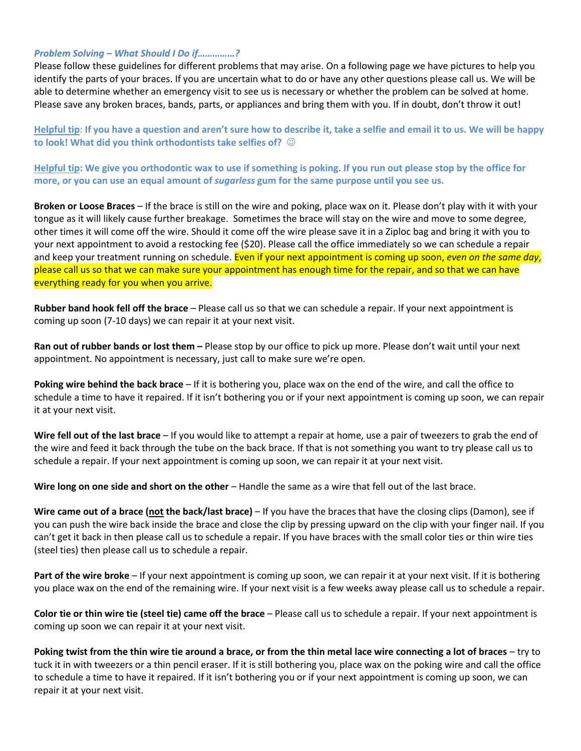### *Problem Solving – What Should I Do if……………?*

Please follow these guidelines for different problems that may arise. On a following page we have pictures to help you identify the parts of your braces. If you are uncertain what to do or have any other questions please call us. We will be able to determine whether an emergency visit to see us is necessary or whether the problem can be solved at home. Please save any broken braces, bands, parts, or appliances and bring them with you. If in doubt, don't throw it out!

**Helpful tip: If you have a question and aren't sure how to describe it, take a selfie and email it to us. We will be happy to look! What did you think orthodontists take selfies of? ☺**

**Helpful tip: We give you orthodontic wax to use if something is poking. If you run out please stop by the office for more, or you can use an equal amount of *sugarless* gum for the same purpose until you see us.**

**Broken or Loose Braces** – If the brace is still on the wire and poking, place wax on it. Please don't play with it with your tongue as it will likely cause further breakage. Sometimes the brace will stay on the wire and move to some degree, other times it will come off the wire. Should it come off the wire please save it in a Ziploc bag and bring it with you to your next appointment to avoid a restocking fee ($20). Please call the office immediately so we can schedule a repair and keep your treatment running on schedule. Even if your next appointment is coming up soon, *even on the same day*, please call us so that we can make sure your appointment has enough time for the repair, and so that we can have everything ready for you when you arrive.

**Rubber band hook fell off the brace** – Please call us so that we can schedule a repair. If your next appointment is coming up soon (7-10 days) we can repair it at your next visit.

**Ran out of rubber bands or lost them –** Please stop by our office to pick up more. Please don't wait until your next appointment. No appointment is necessary, just call to make sure we're open.

**Poking wire behind the back brace** – If it is bothering you, place wax on the end of the wire, and call the office to schedule a time to have it repaired. If it isn't bothering you or if your next appointment is coming up soon, we can repair it at your next visit.

**Wire fell out of the last brace** – If you would like to attempt a repair at home, use a pair of tweezers to grab the end of the wire and feed it back through the tube on the back brace. If that is not something you want to try please call us to schedule a repair. If your next appointment is coming up soon, we can repair it at your next visit.

**Wire long on one side and short on the other** – Handle the same as a wire that fell out of the last brace.

**Wire came out of a brace (not the back/last brace)** – If you have the braces that have the closing clips (Damon), see if you can push the wire back inside the brace and close the clip by pressing upward on the clip with your finger nail. If you can't get it back in then please call us to schedule a repair. If you have braces with the small color ties or thin wire ties (steel ties) then please call us to schedule a repair.

**Part of the wire broke** – If your next appointment is coming up soon, we can repair it at your next visit. If it is bothering you place wax on the end of the remaining wire. If your next visit is a few weeks away please call us to schedule a repair.

**Color tie or thin wire tie (steel tie) came off the brace** – Please call us to schedule a repair. If your next appointment is coming up soon we can repair it at your next visit.

**Poking twist from the thin wire tie around a brace, or from the thin metal lace wire connecting a lot of braces** – try to tuck it in with tweezers or a thin pencil eraser. If it is still bothering you, place wax on the poking wire and call the office to schedule a time to have it repaired. If it isn't bothering you or if your next appointment is coming up soon, we can repair it at your next visit.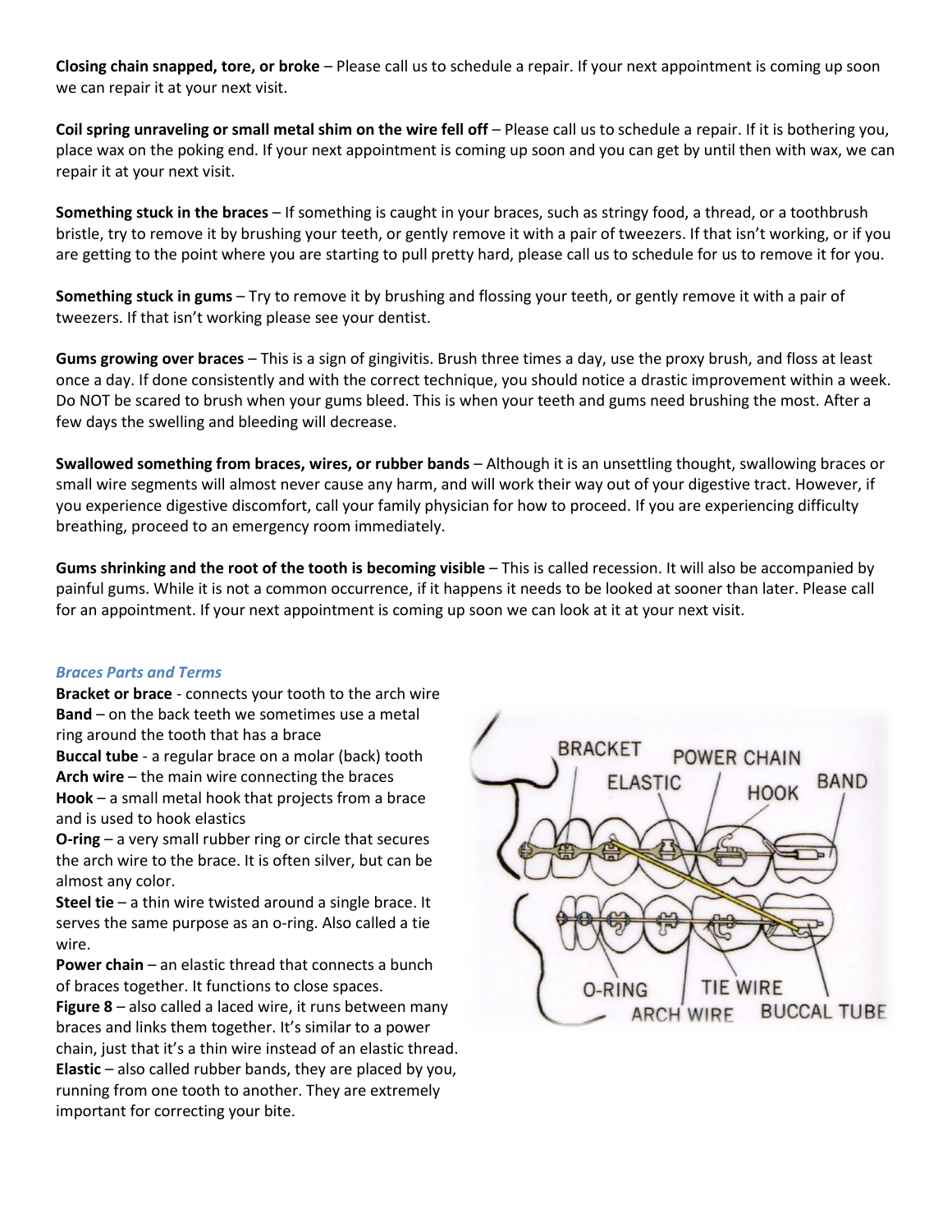**Closing chain snapped, tore, or broke** – Please call us to schedule a repair. If your next appointment is coming up soon we can repair it at your next visit.

**Coil spring unraveling or small metal shim on the wire fell off** – Please call us to schedule a repair. If it is bothering you, place wax on the poking end. If your next appointment is coming up soon and you can get by until then with wax, we can repair it at your next visit.

**Something stuck in the braces** – If something is caught in your braces, such as stringy food, a thread, or a toothbrush bristle, try to remove it by brushing your teeth, or gently remove it with a pair of tweezers. If that isn't working, or if you are getting to the point where you are starting to pull pretty hard, please call us to schedule for us to remove it for you.

**Something stuck in gums** – Try to remove it by brushing and flossing your teeth, or gently remove it with a pair of tweezers. If that isn't working please see your dentist.

**Gums growing over braces** – This is a sign of gingivitis. Brush three times a day, use the proxy brush, and floss at least once a day. If done consistently and with the correct technique, you should notice a drastic improvement within a week. Do NOT be scared to brush when your gums bleed. This is when your teeth and gums need brushing the most. After a few days the swelling and bleeding will decrease.

**Swallowed something from braces, wires, or rubber bands** – Although it is an unsettling thought, swallowing braces or small wire segments will almost never cause any harm, and will work their way out of your digestive tract. However, if you experience digestive discomfort, call your family physician for how to proceed. If you are experiencing difficulty breathing, proceed to an emergency room immediately.

**Gums shrinking and the root of the tooth is becoming visible** – This is called recession. It will also be accompanied by painful gums. While it is not a common occurrence, if it happens it needs to be looked at sooner than later. Please call for an appointment. If your next appointment is coming up soon we can look at it at your next visit.

### *Braces Parts and Terms*

**Bracket or brace** - connects your tooth to the arch wire
**Band** – on the back teeth we sometimes use a metal ring around the tooth that has a brace
**Buccal tube** - a regular brace on a molar (back) tooth
**Arch wire** – the main wire connecting the braces
**Hook** – a small metal hook that projects from a brace and is used to hook elastics
**O-ring** – a very small rubber ring or circle that secures the arch wire to the brace. It is often silver, but can be almost any color.
**Steel tie** – a thin wire twisted around a single brace. It serves the same purpose as an o-ring. Also called a tie wire.
**Power chain** – an elastic thread that connects a bunch of braces together. It functions to close spaces.
**Figure 8** – also called a laced wire, it runs between many braces and links them together. It's similar to a power chain, just that it's a thin wire instead of an elastic thread.
**Elastic** – also called rubber bands, they are placed by you, running from one tooth to another. They are extremely important for correcting your bite.

BRACKET
POWER CHAIN
ELASTIC
HOOK
BAND
O-RING
TIE WIRE
ARCH WIRE
BUCCAL TUBE